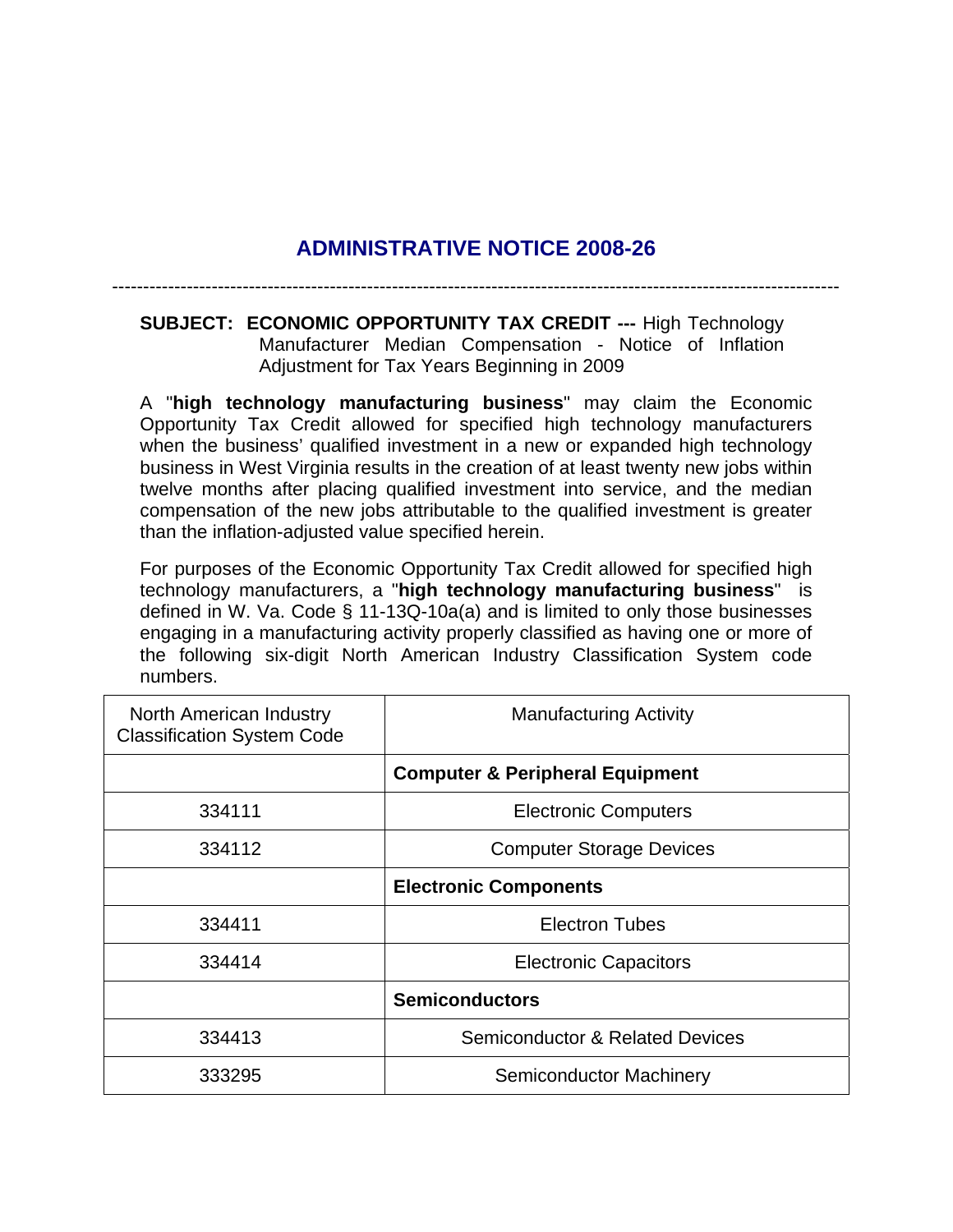# ADMINISTRATIVE NOTICE 2008-26

---

**SUBJECT: ECONOMIC OPPORTUNITY TAX CREDIT ---** High Technology Manufacturer Median Compensation - Notice of Inflation Adjustment for Tax Years Beginning in 2009

A "**high technology manufacturing business**" may claim the Economic Opportunity Tax Credit allowed for specified high technology manufacturers when the business' qualified investment in a new or expanded high technology business in West Virginia results in the creation of at least twenty new jobs within twelve months after placing qualified investment into service, and the median compensation of the new jobs attributable to the qualified investment is greater than the inflation-adjusted value specified herein.

For purposes of the Economic Opportunity Tax Credit allowed for specified high technology manufacturers, a "**high technology manufacturing business**" is defined in W. Va. Code § 11-13Q-10a(a) and is limited to only those businesses engaging in a manufacturing activity properly classified as having one or more of the following six-digit North American Industry Classification System code numbers.

| North American Industry Classification System Code | Manufacturing Activity |
|---|---|
| | **Computer & Peripheral Equipment** |
| 334111 | Electronic Computers |
| 334112 | Computer Storage Devices |
| | **Electronic Components** |
| 334411 | Electron Tubes |
| 334414 | Electronic Capacitors |
| | **Semiconductors** |
| 334413 | Semiconductor & Related Devices |
| 333295 | Semiconductor Machinery |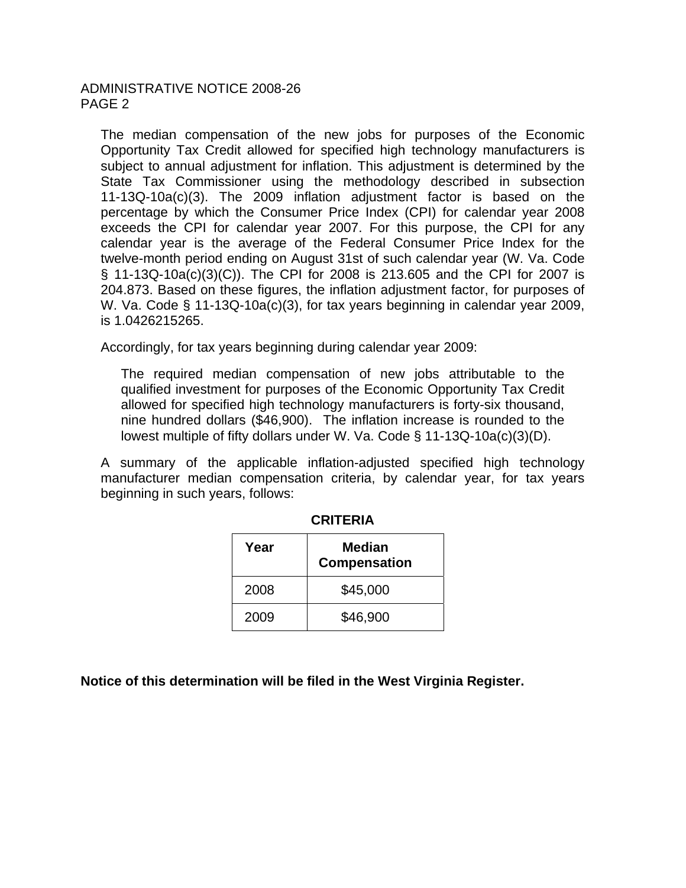The median compensation of the new jobs for purposes of the Economic Opportunity Tax Credit allowed for specified high technology manufacturers is subject to annual adjustment for inflation. This adjustment is determined by the State Tax Commissioner using the methodology described in subsection 11-13Q-10a(c)(3). The 2009 inflation adjustment factor is based on the percentage by which the Consumer Price Index (CPI) for calendar year 2008 exceeds the CPI for calendar year 2007. For this purpose, the CPI for any calendar year is the average of the Federal Consumer Price Index for the twelve-month period ending on August 31st of such calendar year (W. Va. Code § 11-13Q-10a(c)(3)(C)). The CPI for 2008 is 213.605 and the CPI for 2007 is 204.873. Based on these figures, the inflation adjustment factor, for purposes of W. Va. Code § 11-13Q-10a(c)(3), for tax years beginning in calendar year 2009, is 1.0426215265.

Accordingly, for tax years beginning during calendar year 2009:

> The required median compensation of new jobs attributable to the qualified investment for purposes of the Economic Opportunity Tax Credit allowed for specified high technology manufacturers is forty-six thousand, nine hundred dollars ($46,900). The inflation increase is rounded to the lowest multiple of fifty dollars under W. Va. Code § 11-13Q-10a(c)(3)(D).

A summary of the applicable inflation-adjusted specified high technology manufacturer median compensation criteria, by calendar year, for tax years beginning in such years, follows:

**CRITERIA**

| Year | Median Compensation |
|---|---|
| 2008 | $45,000 |
| 2009 | $46,900 |

**Notice of this determination will be filed in the West Virginia Register.**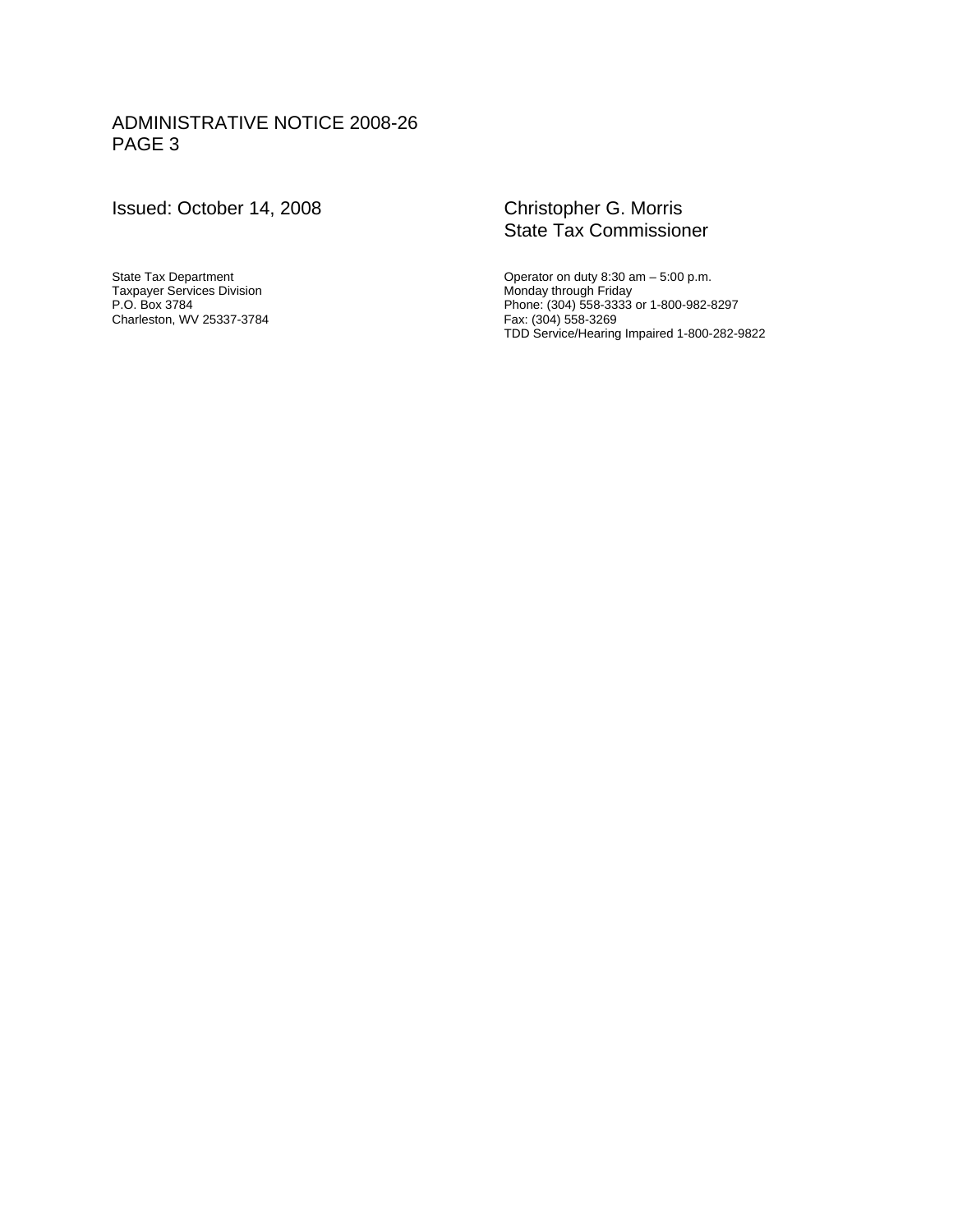Issued: October 14, 2008

Christopher G. Morris
State Tax Commissioner

State Tax Department
Taxpayer Services Division
P.O. Box 3784
Charleston, WV 25337-3784

Operator on duty 8:30 am – 5:00 p.m.
Monday through Friday
Phone: (304) 558-3333 or 1-800-982-8297
Fax: (304) 558-3269
TDD Service/Hearing Impaired 1-800-282-9822